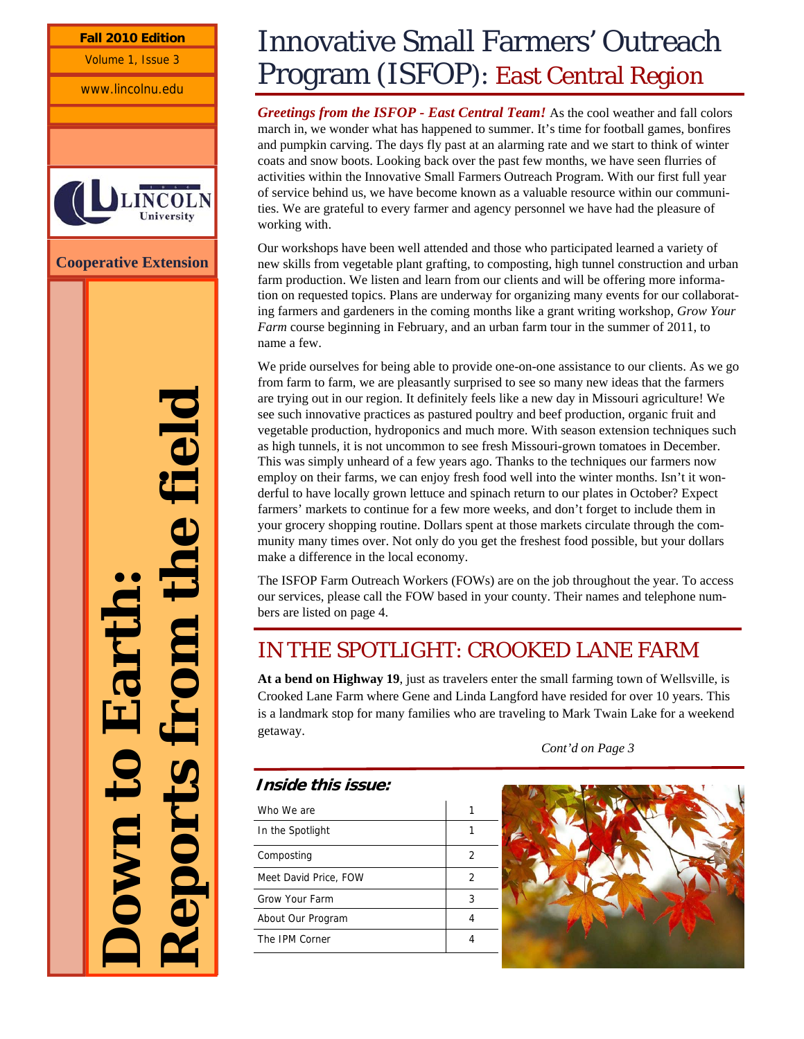Fall 2010 Edition

Volume 1, Issue 3

www.lincolnu.edu

Lincoln University

Cooperative Extension

**Down to Earth: Reports from the field**

# Innovative Small Farmers' Outreach Program (ISFOP): East Central Region

***Greetings from the ISFOP - East Central Team!*** As the cool weather and fall colors march in, we wonder what has happened to summer. It's time for football games, bonfires and pumpkin carving. The days fly past at an alarming rate and we start to think of winter coats and snow boots. Looking back over the past few months, we have seen flurries of activities within the Innovative Small Farmers Outreach Program. With our first full year of service behind us, we have become known as a valuable resource within our communities. We are grateful to every farmer and agency personnel we have had the pleasure of working with.

Our workshops have been well attended and those who participated learned a variety of new skills from vegetable plant grafting, to composting, high tunnel construction and urban farm production. We listen and learn from our clients and will be offering more information on requested topics. Plans are underway for organizing many events for our collaborating farmers and gardeners in the coming months like a grant writing workshop, *Grow Your Farm* course beginning in February, and an urban farm tour in the summer of 2011, to name a few.

We pride ourselves for being able to provide one-on-one assistance to our clients. As we go from farm to farm, we are pleasantly surprised to see so many new ideas that the farmers are trying out in our region. It definitely feels like a new day in Missouri agriculture! We see such innovative practices as pastured poultry and beef production, organic fruit and vegetable production, hydroponics and much more. With season extension techniques such as high tunnels, it is not uncommon to see fresh Missouri-grown tomatoes in December. This was simply unheard of a few years ago. Thanks to the techniques our farmers now employ on their farms, we can enjoy fresh food well into the winter months. Isn't it wonderful to have locally grown lettuce and spinach return to our plates in October? Expect farmers' markets to continue for a few more weeks, and don't forget to include them in your grocery shopping routine. Dollars spent at those markets circulate through the community many times over. Not only do you get the freshest food possible, but your dollars make a difference in the local economy.

The ISFOP Farm Outreach Workers (FOWs) are on the job throughout the year. To access our services, please call the FOW based in your county. Their names and telephone numbers are listed on page 4.

## IN THE SPOTLIGHT: CROOKED LANE FARM

**At a bend on Highway 19**, just as travelers enter the small farming town of Wellsville, is Crooked Lane Farm where Gene and Linda Langford have resided for over 10 years. This is a landmark stop for many families who are traveling to Mark Twain Lake for a weekend getaway.

*Cont'd on Page 3*

### Inside this issue:

| | |
|---|---|
| Who We are | 1 |
| In the Spotlight | 1 |
| Composting | 2 |
| Meet David Price, FOW | 2 |
| Grow Your Farm | 3 |
| About Our Program | 4 |
| The IPM Corner | 4 |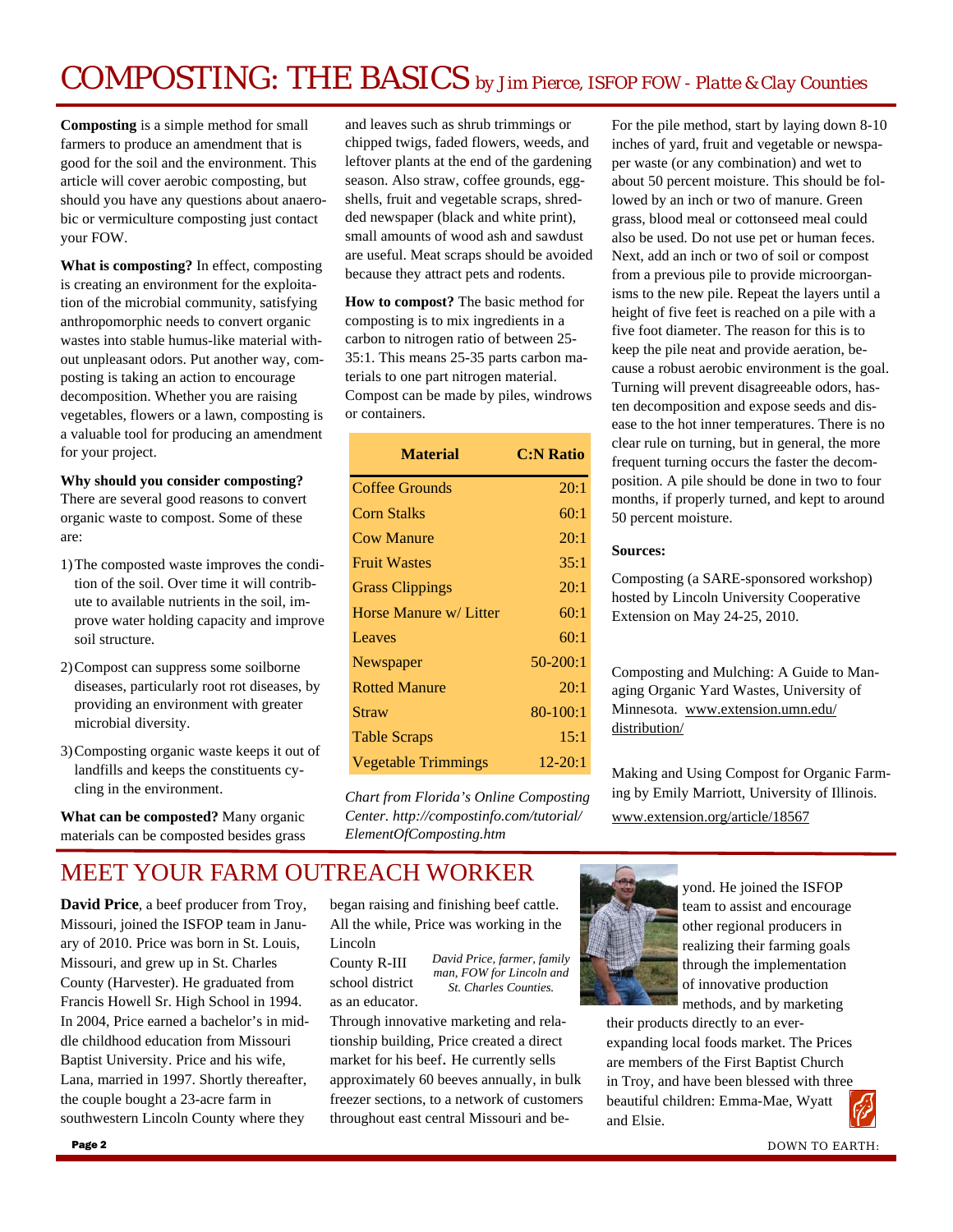# COMPOSTING: THE BASICS *by Jim Pierce, ISFOP FOW - Platte & Clay Counties*

**Composting** is a simple method for small farmers to produce an amendment that is good for the soil and the environment. This article will cover aerobic composting, but should you have any questions about anaerobic or vermiculture composting just contact your FOW.

**What is composting?** In effect, composting is creating an environment for the exploitation of the microbial community, satisfying anthropomorphic needs to convert organic wastes into stable humus-like material without unpleasant odors. Put another way, composting is taking an action to encourage decomposition. Whether you are raising vegetables, flowers or a lawn, composting is a valuable tool for producing an amendment for your project.

**Why should you consider composting?** There are several good reasons to convert organic waste to compost. Some of these are:

1) The composted waste improves the condition of the soil. Over time it will contribute to available nutrients in the soil, improve water holding capacity and improve soil structure.
2) Compost can suppress some soilborne diseases, particularly root rot diseases, by providing an environment with greater microbial diversity.
3) Composting organic waste keeps it out of landfills and keeps the constituents cycling in the environment.

**What can be composted?** Many organic materials can be composted besides grass and leaves such as shrub trimmings or chipped twigs, faded flowers, weeds, and leftover plants at the end of the gardening season. Also straw, coffee grounds, eggshells, fruit and vegetable scraps, shredded newspaper (black and white print), small amounts of wood ash and sawdust are useful. Meat scraps should be avoided because they attract pets and rodents.

**How to compost?** The basic method for composting is to mix ingredients in a carbon to nitrogen ratio of between 25-35:1. This means 25-35 parts carbon materials to one part nitrogen material. Compost can be made by piles, windrows or containers.

| Material | C:N Ratio |
|---|---|
| Coffee Grounds | 20:1 |
| Corn Stalks | 60:1 |
| Cow Manure | 20:1 |
| Fruit Wastes | 35:1 |
| Grass Clippings | 20:1 |
| Horse Manure w/ Litter | 60:1 |
| Leaves | 60:1 |
| Newspaper | 50-200:1 |
| Rotted Manure | 20:1 |
| Straw | 80-100:1 |
| Table Scraps | 15:1 |
| Vegetable Trimmings | 12-20:1 |

*Chart from Florida's Online Composting Center. http://compostinfo.com/tutorial/ElementOfComposting.htm*

For the pile method, start by laying down 8-10 inches of yard, fruit and vegetable or newspaper waste (or any combination) and wet to about 50 percent moisture. This should be followed by an inch or two of manure. Green grass, blood meal or cottonseed meal could also be used. Do not use pet or human feces. Next, add an inch or two of soil or compost from a previous pile to provide microorganisms to the new pile. Repeat the layers until a height of five feet is reached on a pile with a five foot diameter. The reason for this is to keep the pile neat and provide aeration, because a robust aerobic environment is the goal. Turning will prevent disagreeable odors, hasten decomposition and expose seeds and disease to the hot inner temperatures. There is no clear rule on turning, but in general, the more frequent turning occurs the faster the decomposition. A pile should be done in two to four months, if properly turned, and kept to around 50 percent moisture.

**Sources:**

Composting (a SARE-sponsored workshop) hosted by Lincoln University Cooperative Extension on May 24-25, 2010.

Composting and Mulching: A Guide to Managing Organic Yard Wastes, University of Minnesota. www.extension.umn.edu/distribution/

Making and Using Compost for Organic Farming by Emily Marriott, University of Illinois. www.extension.org/article/18567

# MEET YOUR FARM OUTREACH WORKER

**David Price**, a beef producer from Troy, Missouri, joined the ISFOP team in January of 2010. Price was born in St. Louis, Missouri, and grew up in St. Charles County (Harvester). He graduated from Francis Howell Sr. High School in 1994. In 2004, Price earned a bachelor's in middle childhood education from Missouri Baptist University. Price and his wife, Lana, married in 1997. Shortly thereafter, the couple bought a 23-acre farm in southwestern Lincoln County where they began raising and finishing beef cattle. All the while, Price was working in the Lincoln County R-III school district as an educator. Through innovative marketing and relationship building, Price created a direct market for his beef. He currently sells approximately 60 beeves annually, in bulk freezer sections, to a network of customers throughout east central Missouri and beyond. He joined the ISFOP team to assist and encourage other regional producers in realizing their farming goals through the implementation of innovative production methods, and by marketing their products directly to an ever-expanding local foods market. The Prices are members of the First Baptist Church in Troy, and have been blessed with three beautiful children: Emma-Mae, Wyatt and Elsie.

*David Price, farmer, family man, FOW for Lincoln and St. Charles Counties.*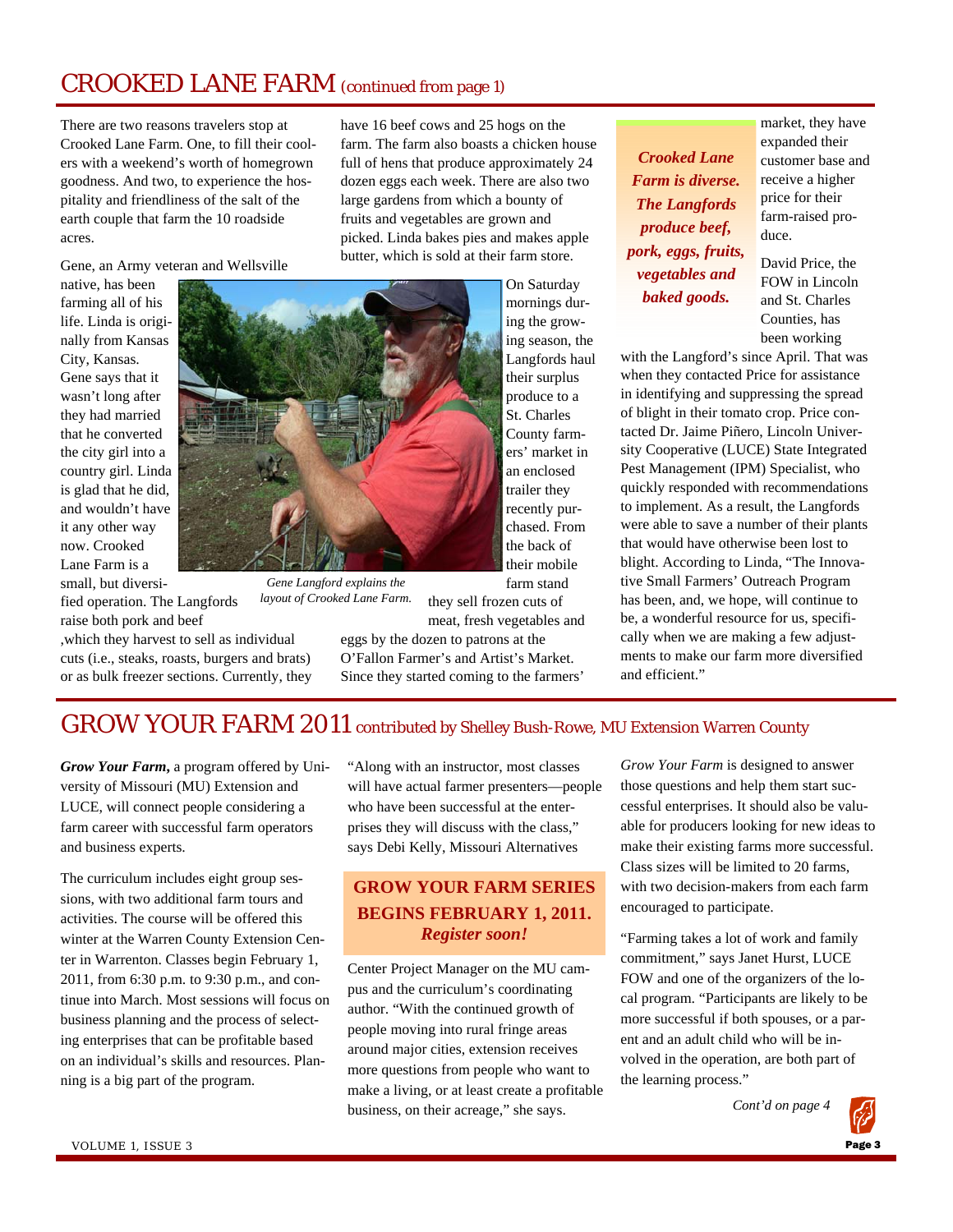## CROOKED LANE FARM *(continued from page 1)*

There are two reasons travelers stop at Crooked Lane Farm. One, to fill their coolers with a weekend's worth of homegrown goodness. And two, to experience the hospitality and friendliness of the salt of the earth couple that farm the 10 roadside acres.

Gene, an Army veteran and Wellsville native, has been farming all of his life. Linda is originally from Kansas City, Kansas. Gene says that it wasn't long after they had married that he converted the city girl into a country girl. Linda is glad that he did, and wouldn't have it any other way now. Crooked Lane Farm is a small, but diversified operation. The Langfords raise both pork and beef ,which they harvest to sell as individual cuts (i.e., steaks, roasts, burgers and brats) or as bulk freezer sections. Currently, they have 16 beef cows and 25 hogs on the farm. The farm also boasts a chicken house full of hens that produce approximately 24 dozen eggs each week. There are also two large gardens from which a bounty of fruits and vegetables are grown and picked. Linda bakes pies and makes apple butter, which is sold at their farm store.

*Gene Langford explains the layout of Crooked Lane Farm.*

On Saturday mornings during the growing season, the Langfords haul their surplus produce to a St. Charles County farmers' market in an enclosed trailer they recently purchased. From the back of their mobile farm stand they sell frozen cuts of meat, fresh vegetables and eggs by the dozen to patrons at the O'Fallon Farmer's and Artist's Market. Since they started coming to the farmers' market, they have expanded their customer base and receive a higher price for their farm-raised produce.

***Crooked Lane Farm is diverse. The Langfords produce beef, pork, eggs, fruits, vegetables and baked goods.***

David Price, the FOW in Lincoln and St. Charles Counties, has been working with the Langford's since April. That was when they contacted Price for assistance in identifying and suppressing the spread of blight in their tomato crop. Price contacted Dr. Jaime Piñero, Lincoln University Cooperative (LUCE) State Integrated Pest Management (IPM) Specialist, who quickly responded with recommendations to implement. As a result, the Langfords were able to save a number of their plants that would have otherwise been lost to blight. According to Linda, "The Innovative Small Farmers' Outreach Program has been, and, we hope, will continue to be, a wonderful resource for us, specifically when we are making a few adjustments to make our farm more diversified and efficient."

## GROW YOUR FARM 2011 *contributed by Shelley Bush-Rowe, MU Extension Warren County*

***Grow Your Farm***, a program offered by University of Missouri (MU) Extension and LUCE, will connect people considering a farm career with successful farm operators and business experts.

The curriculum includes eight group sessions, with two additional farm tours and activities. The course will be offered this winter at the Warren County Extension Center in Warrenton. Classes begin February 1, 2011, from 6:30 p.m. to 9:30 p.m., and continue into March. Most sessions will focus on business planning and the process of selecting enterprises that can be profitable based on an individual's skills and resources. Planning is a big part of the program.

"Along with an instructor, most classes will have actual farmer presenters—people who have been successful at the enterprises they will discuss with the class," says Debi Kelly, Missouri Alternatives Center Project Manager on the MU campus and the curriculum's coordinating author. "With the continued growth of people moving into rural fringe areas around major cities, extension receives more questions from people who want to make a living, or at least create a profitable business, on their acreage," she says.

**GROW YOUR FARM SERIES BEGINS FEBRUARY 1, 2011.**
***Register soon!***

*Grow Your Farm* is designed to answer those questions and help them start successful enterprises. It should also be valuable for producers looking for new ideas to make their existing farms more successful. Class sizes will be limited to 20 farms, with two decision-makers from each farm encouraged to participate.

"Farming takes a lot of work and family commitment," says Janet Hurst, LUCE FOW and one of the organizers of the local program. "Participants are likely to be more successful if both spouses, or a parent and an adult child who will be involved in the operation, are both part of the learning process."

*Cont'd on page 4*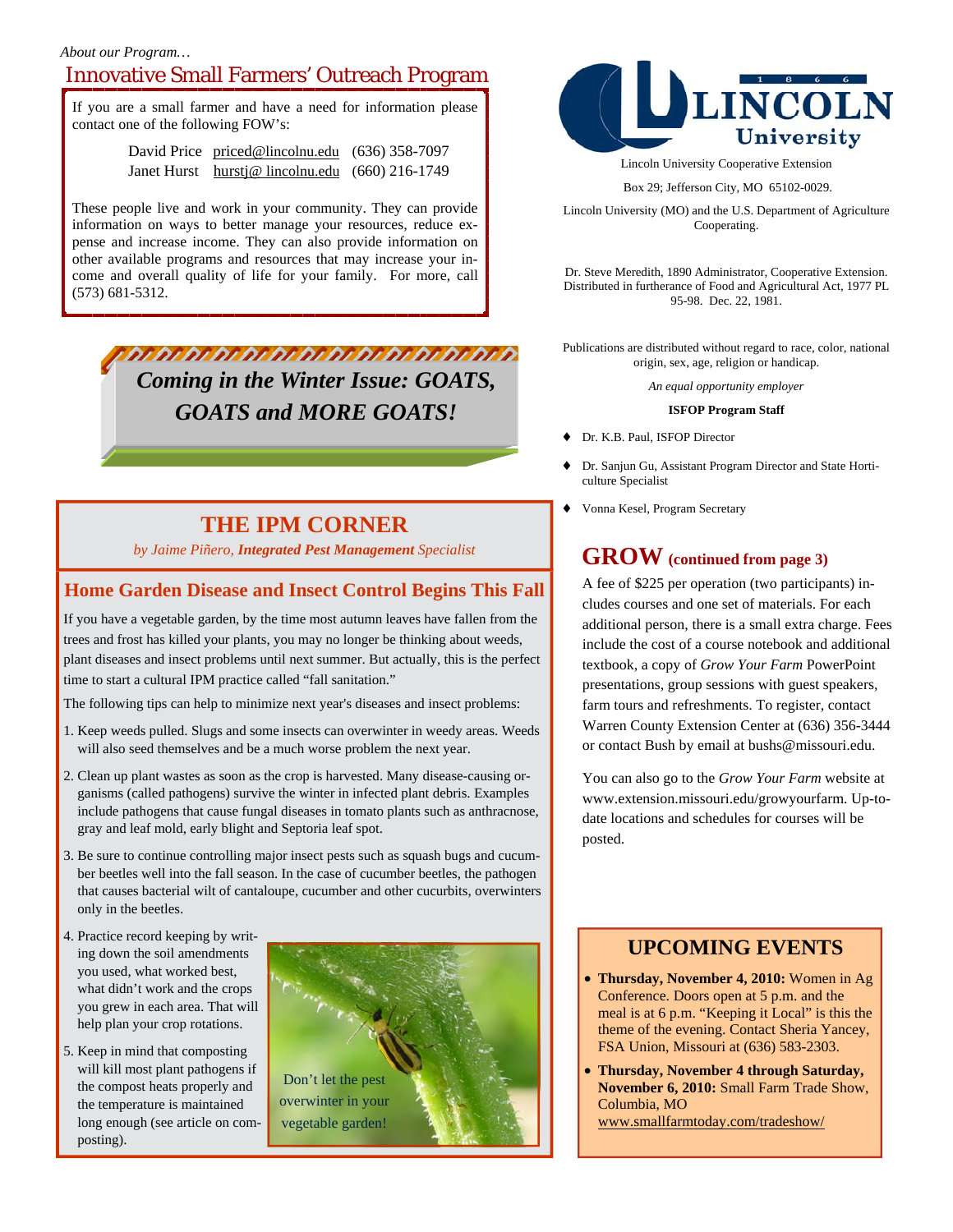*About our Program…*

## Innovative Small Farmers' Outreach Program

If you are a small farmer and have a need for information please contact one of the following FOW's:

| | | |
|---|---|---|
| David Price | priced@lincolnu.edu | (636) 358-7097 |
| Janet Hurst | hurstj@ lincolnu.edu | (660) 216-1749 |

These people live and work in your community. They can provide information on ways to better manage your resources, reduce expense and increase income. They can also provide information on other available programs and resources that may increase your income and overall quality of life for your family. For more, call (573) 681-5312.

***Coming in the Winter Issue: GOATS, GOATS and MORE GOATS!***

## THE IPM CORNER

*by Jaime Piñero, **Integrated Pest Management** Specialist*

### Home Garden Disease and Insect Control Begins This Fall

If you have a vegetable garden, by the time most autumn leaves have fallen from the trees and frost has killed your plants, you may no longer be thinking about weeds, plant diseases and insect problems until next summer. But actually, this is the perfect time to start a cultural IPM practice called "fall sanitation."

The following tips can help to minimize next year's diseases and insect problems:

1. Keep weeds pulled. Slugs and some insects can overwinter in weedy areas. Weeds will also seed themselves and be a much worse problem the next year.
2. Clean up plant wastes as soon as the crop is harvested. Many disease-causing organisms (called pathogens) survive the winter in infected plant debris. Examples include pathogens that cause fungal diseases in tomato plants such as anthracnose, gray and leaf mold, early blight and Septoria leaf spot.
3. Be sure to continue controlling major insect pests such as squash bugs and cucumber beetles well into the fall season. In the case of cucumber beetles, the pathogen that causes bacterial wilt of cantaloupe, cucumber and other cucurbits, overwinters only in the beetles.
4. Practice record keeping by writing down the soil amendments you used, what worked best, what didn't work and the crops you grew in each area. That will help plan your crop rotations.
5. Keep in mind that composting will kill most plant pathogens if the compost heats properly and the temperature is maintained long enough (see article on composting).

Don't let the pest overwinter in your vegetable garden!

---

Lincoln University Cooperative Extension

Box 29; Jefferson City, MO 65102-0029.

Lincoln University (MO) and the U.S. Department of Agriculture Cooperating.

Dr. Steve Meredith, 1890 Administrator, Cooperative Extension. Distributed in furtherance of Food and Agricultural Act, 1977 PL 95-98. Dec. 22, 1981.

Publications are distributed without regard to race, color, national origin, sex, age, religion or handicap.

*An equal opportunity employer*

**ISFOP Program Staff**

- Dr. K.B. Paul, ISFOP Director
- Dr. Sanjun Gu, Assistant Program Director and State Horticulture Specialist
- Vonna Kesel, Program Secretary

## GROW (continued from page 3)

A fee of $225 per operation (two participants) includes courses and one set of materials. For each additional person, there is a small extra charge. Fees include the cost of a course notebook and additional textbook, a copy of *Grow Your Farm* PowerPoint presentations, group sessions with guest speakers, farm tours and refreshments. To register, contact Warren County Extension Center at (636) 356-3444 or contact Bush by email at bushs@missouri.edu.

You can also go to the *Grow Your Farm* website at www.extension.missouri.edu/growyourfarm. Up-to-date locations and schedules for courses will be posted.

## UPCOMING EVENTS

- **Thursday, November 4, 2010:** Women in Ag Conference. Doors open at 5 p.m. and the meal is at 6 p.m. "Keeping it Local" is this the theme of the evening. Contact Sheria Yancey, FSA Union, Missouri at (636) 583-2303.
- **Thursday, November 4 through Saturday, November 6, 2010:** Small Farm Trade Show, Columbia, MO www.smallfarmtoday.com/tradeshow/